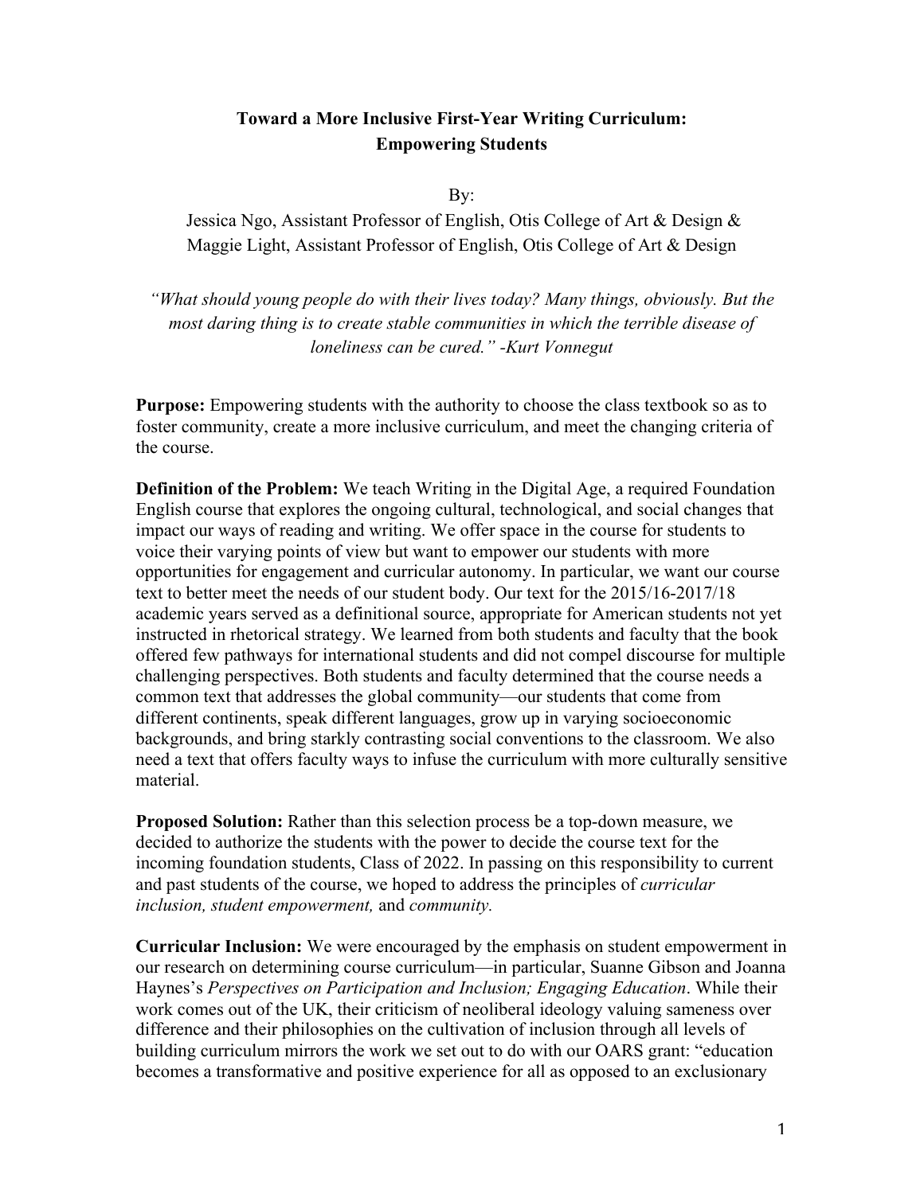# Toward a More Inclusive First-Year Writing Curriculum: Empowering Students

By:

Jessica Ngo, Assistant Professor of English, Otis College of Art & Design &
Maggie Light, Assistant Professor of English, Otis College of Art & Design

*"What should young people do with their lives today? Many things, obviously. But the most daring thing is to create stable communities in which the terrible disease of loneliness can be cured." -Kurt Vonnegut*

**Purpose:** Empowering students with the authority to choose the class textbook so as to foster community, create a more inclusive curriculum, and meet the changing criteria of the course.

**Definition of the Problem:** We teach Writing in the Digital Age, a required Foundation English course that explores the ongoing cultural, technological, and social changes that impact our ways of reading and writing. We offer space in the course for students to voice their varying points of view but want to empower our students with more opportunities for engagement and curricular autonomy. In particular, we want our course text to better meet the needs of our student body. Our text for the 2015/16-2017/18 academic years served as a definitional source, appropriate for American students not yet instructed in rhetorical strategy. We learned from both students and faculty that the book offered few pathways for international students and did not compel discourse for multiple challenging perspectives. Both students and faculty determined that the course needs a common text that addresses the global community—our students that come from different continents, speak different languages, grow up in varying socioeconomic backgrounds, and bring starkly contrasting social conventions to the classroom. We also need a text that offers faculty ways to infuse the curriculum with more culturally sensitive material.

**Proposed Solution:** Rather than this selection process be a top-down measure, we decided to authorize the students with the power to decide the course text for the incoming foundation students, Class of 2022. In passing on this responsibility to current and past students of the course, we hoped to address the principles of *curricular inclusion, student empowerment,* and *community.*

**Curricular Inclusion:** We were encouraged by the emphasis on student empowerment in our research on determining course curriculum—in particular, Suanne Gibson and Joanna Haynes's *Perspectives on Participation and Inclusion; Engaging Education*. While their work comes out of the UK, their criticism of neoliberal ideology valuing sameness over difference and their philosophies on the cultivation of inclusion through all levels of building curriculum mirrors the work we set out to do with our OARS grant: "education becomes a transformative and positive experience for all as opposed to an exclusionary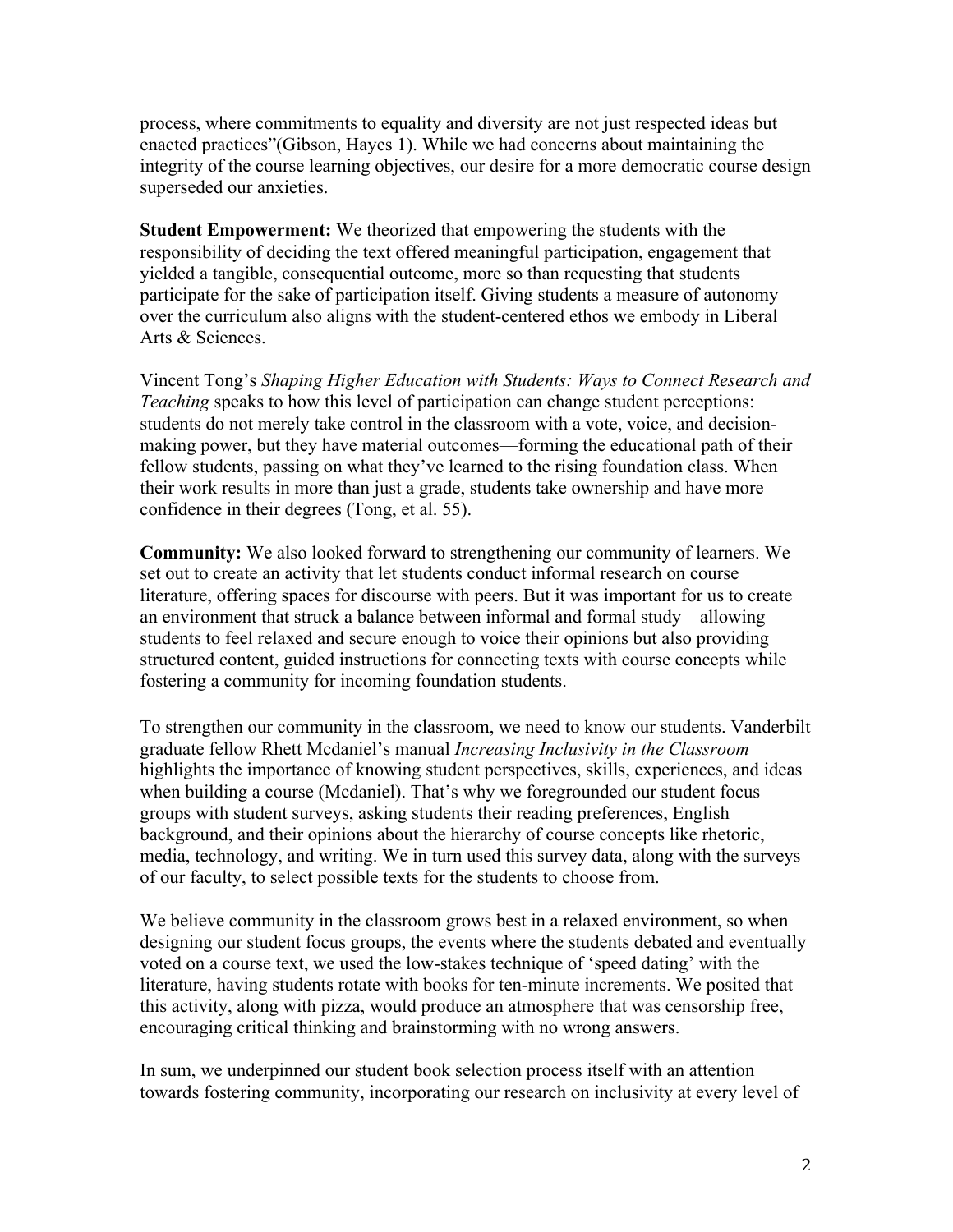process, where commitments to equality and diversity are not just respected ideas but enacted practices"(Gibson, Hayes 1). While we had concerns about maintaining the integrity of the course learning objectives, our desire for a more democratic course design superseded our anxieties.

**Student Empowerment:** We theorized that empowering the students with the responsibility of deciding the text offered meaningful participation, engagement that yielded a tangible, consequential outcome, more so than requesting that students participate for the sake of participation itself. Giving students a measure of autonomy over the curriculum also aligns with the student-centered ethos we embody in Liberal Arts & Sciences.

Vincent Tong's *Shaping Higher Education with Students: Ways to Connect Research and Teaching* speaks to how this level of participation can change student perceptions: students do not merely take control in the classroom with a vote, voice, and decision-making power, but they have material outcomes—forming the educational path of their fellow students, passing on what they've learned to the rising foundation class. When their work results in more than just a grade, students take ownership and have more confidence in their degrees (Tong, et al. 55).

**Community:** We also looked forward to strengthening our community of learners. We set out to create an activity that let students conduct informal research on course literature, offering spaces for discourse with peers. But it was important for us to create an environment that struck a balance between informal and formal study—allowing students to feel relaxed and secure enough to voice their opinions but also providing structured content, guided instructions for connecting texts with course concepts while fostering a community for incoming foundation students.

To strengthen our community in the classroom, we need to know our students. Vanderbilt graduate fellow Rhett Mcdaniel's manual *Increasing Inclusivity in the Classroom* highlights the importance of knowing student perspectives, skills, experiences, and ideas when building a course (Mcdaniel). That's why we foregrounded our student focus groups with student surveys, asking students their reading preferences, English background, and their opinions about the hierarchy of course concepts like rhetoric, media, technology, and writing. We in turn used this survey data, along with the surveys of our faculty, to select possible texts for the students to choose from.

We believe community in the classroom grows best in a relaxed environment, so when designing our student focus groups, the events where the students debated and eventually voted on a course text, we used the low-stakes technique of 'speed dating' with the literature, having students rotate with books for ten-minute increments. We posited that this activity, along with pizza, would produce an atmosphere that was censorship free, encouraging critical thinking and brainstorming with no wrong answers.

In sum, we underpinned our student book selection process itself with an attention towards fostering community, incorporating our research on inclusivity at every level of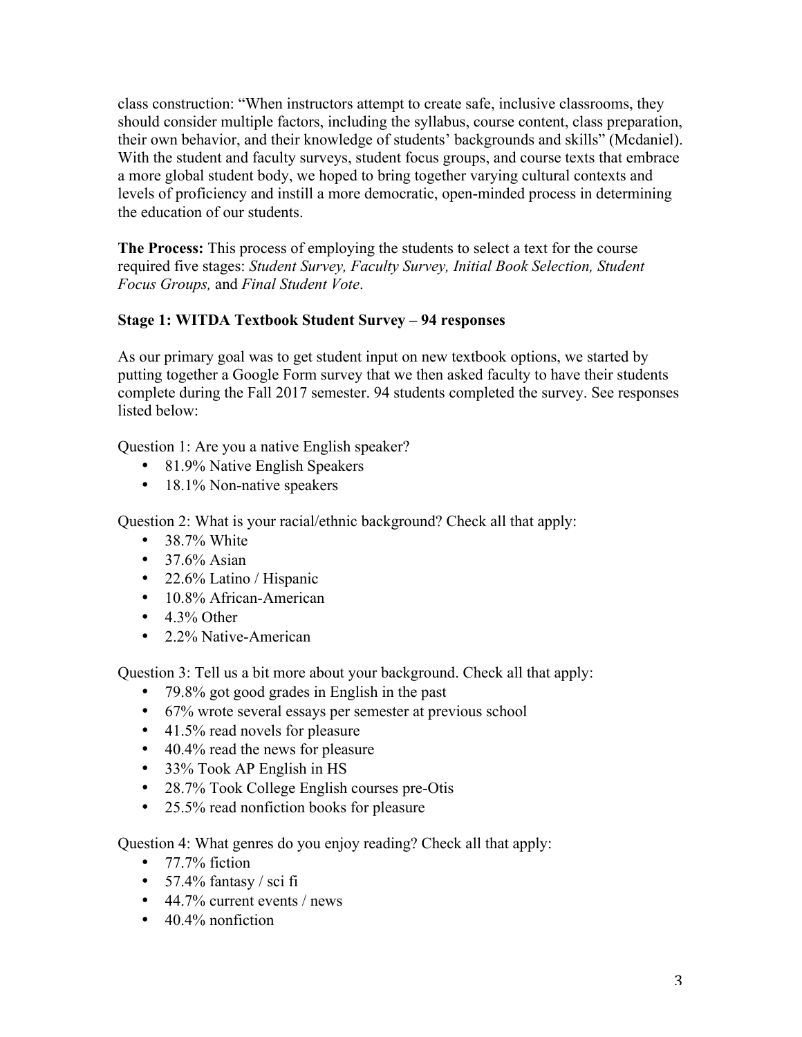class construction: "When instructors attempt to create safe, inclusive classrooms, they should consider multiple factors, including the syllabus, course content, class preparation, their own behavior, and their knowledge of students' backgrounds and skills" (Mcdaniel). With the student and faculty surveys, student focus groups, and course texts that embrace a more global student body, we hoped to bring together varying cultural contexts and levels of proficiency and instill a more democratic, open-minded process in determining the education of our students.

**The Process:** This process of employing the students to select a text for the course required five stages: *Student Survey, Faculty Survey, Initial Book Selection, Student Focus Groups,* and *Final Student Vote*.

**Stage 1: WITDA Textbook Student Survey – 94 responses**

As our primary goal was to get student input on new textbook options, we started by putting together a Google Form survey that we then asked faculty to have their students complete during the Fall 2017 semester. 94 students completed the survey. See responses listed below:

Question 1: Are you a native English speaker?

- 81.9% Native English Speakers
- 18.1% Non-native speakers

Question 2: What is your racial/ethnic background? Check all that apply:

- 38.7% White
- 37.6% Asian
- 22.6% Latino / Hispanic
- 10.8% African-American
- 4.3% Other
- 2.2% Native-American

Question 3: Tell us a bit more about your background. Check all that apply:

- 79.8% got good grades in English in the past
- 67% wrote several essays per semester at previous school
- 41.5% read novels for pleasure
- 40.4% read the news for pleasure
- 33% Took AP English in HS
- 28.7% Took College English courses pre-Otis
- 25.5% read nonfiction books for pleasure

Question 4: What genres do you enjoy reading? Check all that apply:

- 77.7% fiction
- 57.4% fantasy / sci fi
- 44.7% current events / news
- 40.4% nonfiction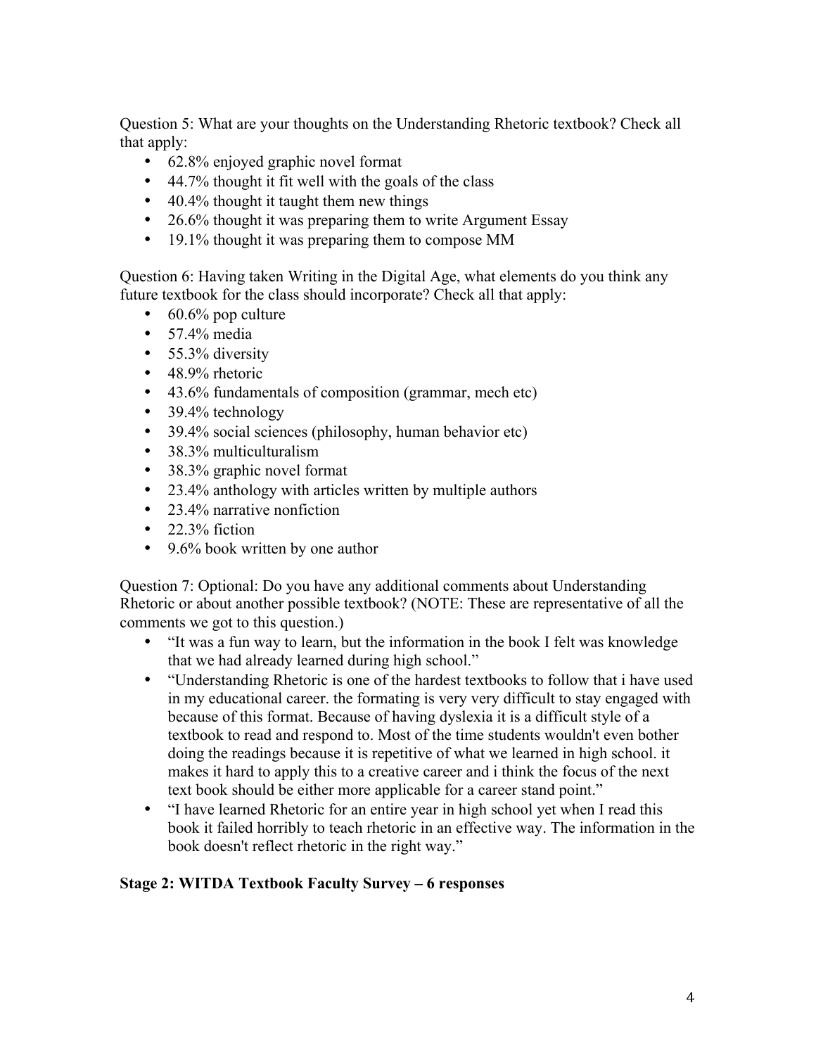Question 5: What are your thoughts on the Understanding Rhetoric textbook? Check all that apply:

- 62.8% enjoyed graphic novel format
- 44.7% thought it fit well with the goals of the class
- 40.4% thought it taught them new things
- 26.6% thought it was preparing them to write Argument Essay
- 19.1% thought it was preparing them to compose MM

Question 6: Having taken Writing in the Digital Age, what elements do you think any future textbook for the class should incorporate? Check all that apply:

- 60.6% pop culture
- 57.4% media
- 55.3% diversity
- 48.9% rhetoric
- 43.6% fundamentals of composition (grammar, mech etc)
- 39.4% technology
- 39.4% social sciences (philosophy, human behavior etc)
- 38.3% multiculturalism
- 38.3% graphic novel format
- 23.4% anthology with articles written by multiple authors
- 23.4% narrative nonfiction
- 22.3% fiction
- 9.6% book written by one author

Question 7: Optional: Do you have any additional comments about Understanding Rhetoric or about another possible textbook? (NOTE: These are representative of all the comments we got to this question.)

- "It was a fun way to learn, but the information in the book I felt was knowledge that we had already learned during high school."
- "Understanding Rhetoric is one of the hardest textbooks to follow that i have used in my educational career. the formating is very very difficult to stay engaged with because of this format. Because of having dyslexia it is a difficult style of a textbook to read and respond to. Most of the time students wouldn't even bother doing the readings because it is repetitive of what we learned in high school. it makes it hard to apply this to a creative career and i think the focus of the next text book should be either more applicable for a career stand point."
- "I have learned Rhetoric for an entire year in high school yet when I read this book it failed horribly to teach rhetoric in an effective way. The information in the book doesn't reflect rhetoric in the right way."

**Stage 2: WITDA Textbook Faculty Survey – 6 responses**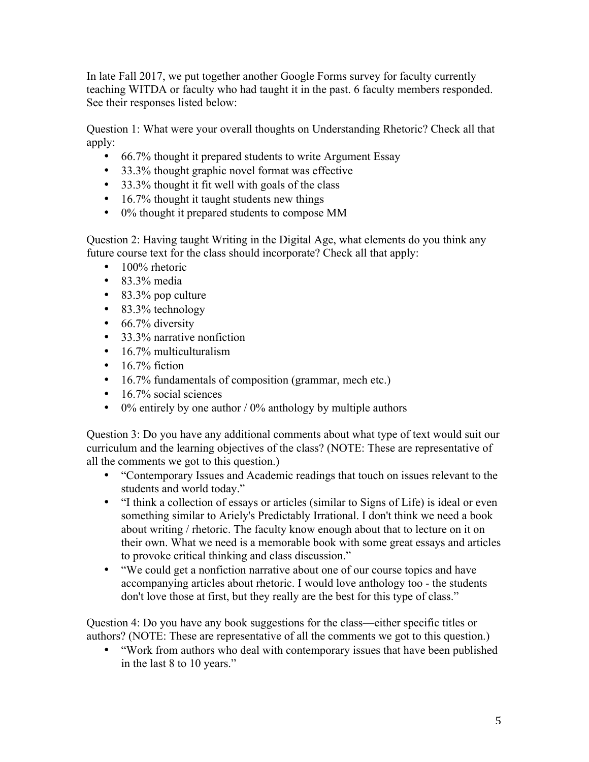In late Fall 2017, we put together another Google Forms survey for faculty currently teaching WITDA or faculty who had taught it in the past. 6 faculty members responded. See their responses listed below:

Question 1: What were your overall thoughts on Understanding Rhetoric? Check all that apply:

- 66.7% thought it prepared students to write Argument Essay
- 33.3% thought graphic novel format was effective
- 33.3% thought it fit well with goals of the class
- 16.7% thought it taught students new things
- 0% thought it prepared students to compose MM

Question 2: Having taught Writing in the Digital Age, what elements do you think any future course text for the class should incorporate? Check all that apply:

- 100% rhetoric
- 83.3% media
- 83.3% pop culture
- 83.3% technology
- 66.7% diversity
- 33.3% narrative nonfiction
- 16.7% multiculturalism
- 16.7% fiction
- 16.7% fundamentals of composition (grammar, mech etc.)
- 16.7% social sciences
- 0% entirely by one author / 0% anthology by multiple authors

Question 3: Do you have any additional comments about what type of text would suit our curriculum and the learning objectives of the class? (NOTE: These are representative of all the comments we got to this question.)

- "Contemporary Issues and Academic readings that touch on issues relevant to the students and world today."
- "I think a collection of essays or articles (similar to Signs of Life) is ideal or even something similar to Ariely's Predictably Irrational. I don't think we need a book about writing / rhetoric. The faculty know enough about that to lecture on it on their own. What we need is a memorable book with some great essays and articles to provoke critical thinking and class discussion."
- "We could get a nonfiction narrative about one of our course topics and have accompanying articles about rhetoric. I would love anthology too - the students don't love those at first, but they really are the best for this type of class."

Question 4: Do you have any book suggestions for the class—either specific titles or authors? (NOTE: These are representative of all the comments we got to this question.)

- "Work from authors who deal with contemporary issues that have been published in the last 8 to 10 years."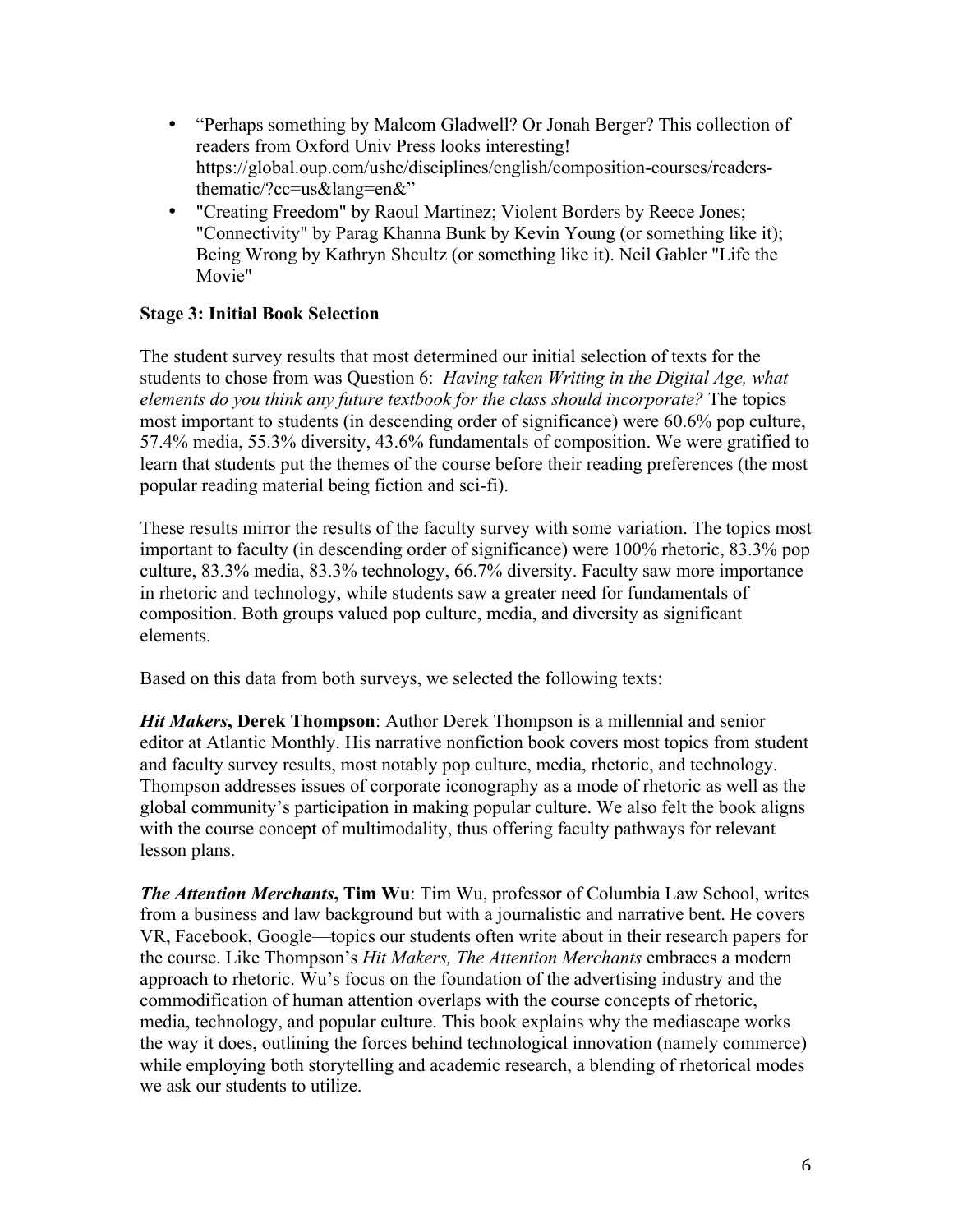- "Perhaps something by Malcom Gladwell? Or Jonah Berger? This collection of readers from Oxford Univ Press looks interesting! https://global.oup.com/ushe/disciplines/english/composition-courses/readers-thematic/?cc=us&lang=en&"
- "Creating Freedom" by Raoul Martinez; Violent Borders by Reece Jones; "Connectivity" by Parag Khanna Bunk by Kevin Young (or something like it); Being Wrong by Kathryn Shcultz (or something like it). Neil Gabler "Life the Movie"

**Stage 3: Initial Book Selection**

The student survey results that most determined our initial selection of texts for the students to chose from was Question 6: *Having taken Writing in the Digital Age, what elements do you think any future textbook for the class should incorporate?* The topics most important to students (in descending order of significance) were 60.6% pop culture, 57.4% media, 55.3% diversity, 43.6% fundamentals of composition. We were gratified to learn that students put the themes of the course before their reading preferences (the most popular reading material being fiction and sci-fi).

These results mirror the results of the faculty survey with some variation. The topics most important to faculty (in descending order of significance) were 100% rhetoric, 83.3% pop culture, 83.3% media, 83.3% technology, 66.7% diversity. Faculty saw more importance in rhetoric and technology, while students saw a greater need for fundamentals of composition. Both groups valued pop culture, media, and diversity as significant elements.

Based on this data from both surveys, we selected the following texts:

***Hit Makers*, Derek Thompson**: Author Derek Thompson is a millennial and senior editor at Atlantic Monthly. His narrative nonfiction book covers most topics from student and faculty survey results, most notably pop culture, media, rhetoric, and technology. Thompson addresses issues of corporate iconography as a mode of rhetoric as well as the global community's participation in making popular culture. We also felt the book aligns with the course concept of multimodality, thus offering faculty pathways for relevant lesson plans.

***The Attention Merchants*, Tim Wu**: Tim Wu, professor of Columbia Law School, writes from a business and law background but with a journalistic and narrative bent. He covers VR, Facebook, Google—topics our students often write about in their research papers for the course. Like Thompson's *Hit Makers, The Attention Merchants* embraces a modern approach to rhetoric. Wu's focus on the foundation of the advertising industry and the commodification of human attention overlaps with the course concepts of rhetoric, media, technology, and popular culture. This book explains why the mediascape works the way it does, outlining the forces behind technological innovation (namely commerce) while employing both storytelling and academic research, a blending of rhetorical modes we ask our students to utilize.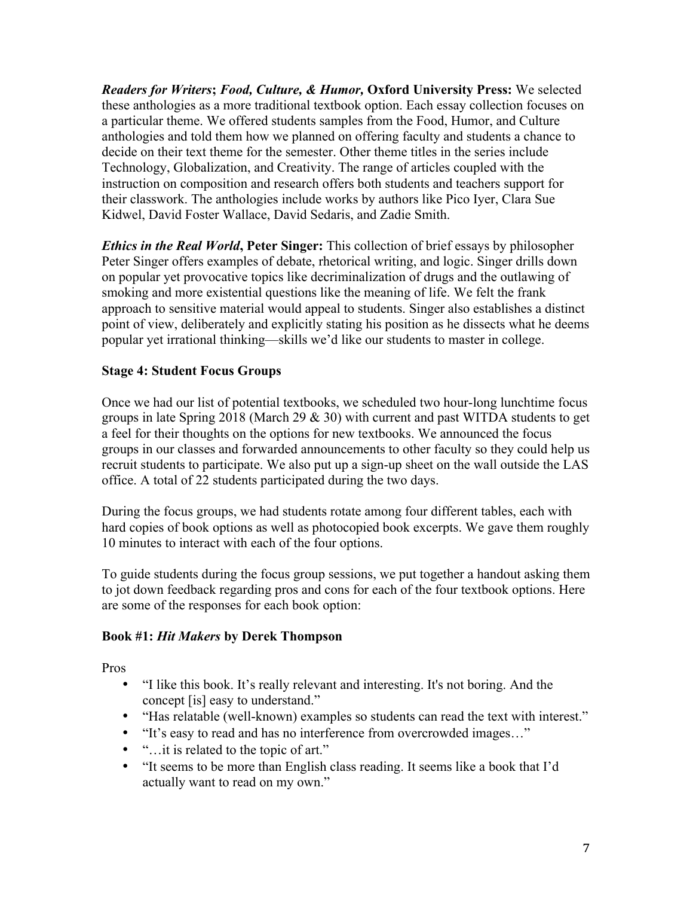***Readers for Writers*; *Food, Culture, & Humor,* Oxford University Press:** We selected these anthologies as a more traditional textbook option. Each essay collection focuses on a particular theme. We offered students samples from the Food, Humor, and Culture anthologies and told them how we planned on offering faculty and students a chance to decide on their text theme for the semester. Other theme titles in the series include Technology, Globalization, and Creativity. The range of articles coupled with the instruction on composition and research offers both students and teachers support for their classwork. The anthologies include works by authors like Pico Iyer, Clara Sue Kidwel, David Foster Wallace, David Sedaris, and Zadie Smith.

***Ethics in the Real World*, Peter Singer:** This collection of brief essays by philosopher Peter Singer offers examples of debate, rhetorical writing, and logic. Singer drills down on popular yet provocative topics like decriminalization of drugs and the outlawing of smoking and more existential questions like the meaning of life. We felt the frank approach to sensitive material would appeal to students. Singer also establishes a distinct point of view, deliberately and explicitly stating his position as he dissects what he deems popular yet irrational thinking—skills we'd like our students to master in college.

### Stage 4: Student Focus Groups

Once we had our list of potential textbooks, we scheduled two hour-long lunchtime focus groups in late Spring 2018 (March 29 & 30) with current and past WITDA students to get a feel for their thoughts on the options for new textbooks. We announced the focus groups in our classes and forwarded announcements to other faculty so they could help us recruit students to participate. We also put up a sign-up sheet on the wall outside the LAS office. A total of 22 students participated during the two days.

During the focus groups, we had students rotate among four different tables, each with hard copies of book options as well as photocopied book excerpts. We gave them roughly 10 minutes to interact with each of the four options.

To guide students during the focus group sessions, we put together a handout asking them to jot down feedback regarding pros and cons for each of the four textbook options. Here are some of the responses for each book option:

### Book #1: *Hit Makers* by Derek Thompson

Pros

- "I like this book. It's really relevant and interesting. It's not boring. And the concept [is] easy to understand."
- "Has relatable (well-known) examples so students can read the text with interest."
- "It's easy to read and has no interference from overcrowded images…"
- "…it is related to the topic of art."
- "It seems to be more than English class reading. It seems like a book that I'd actually want to read on my own."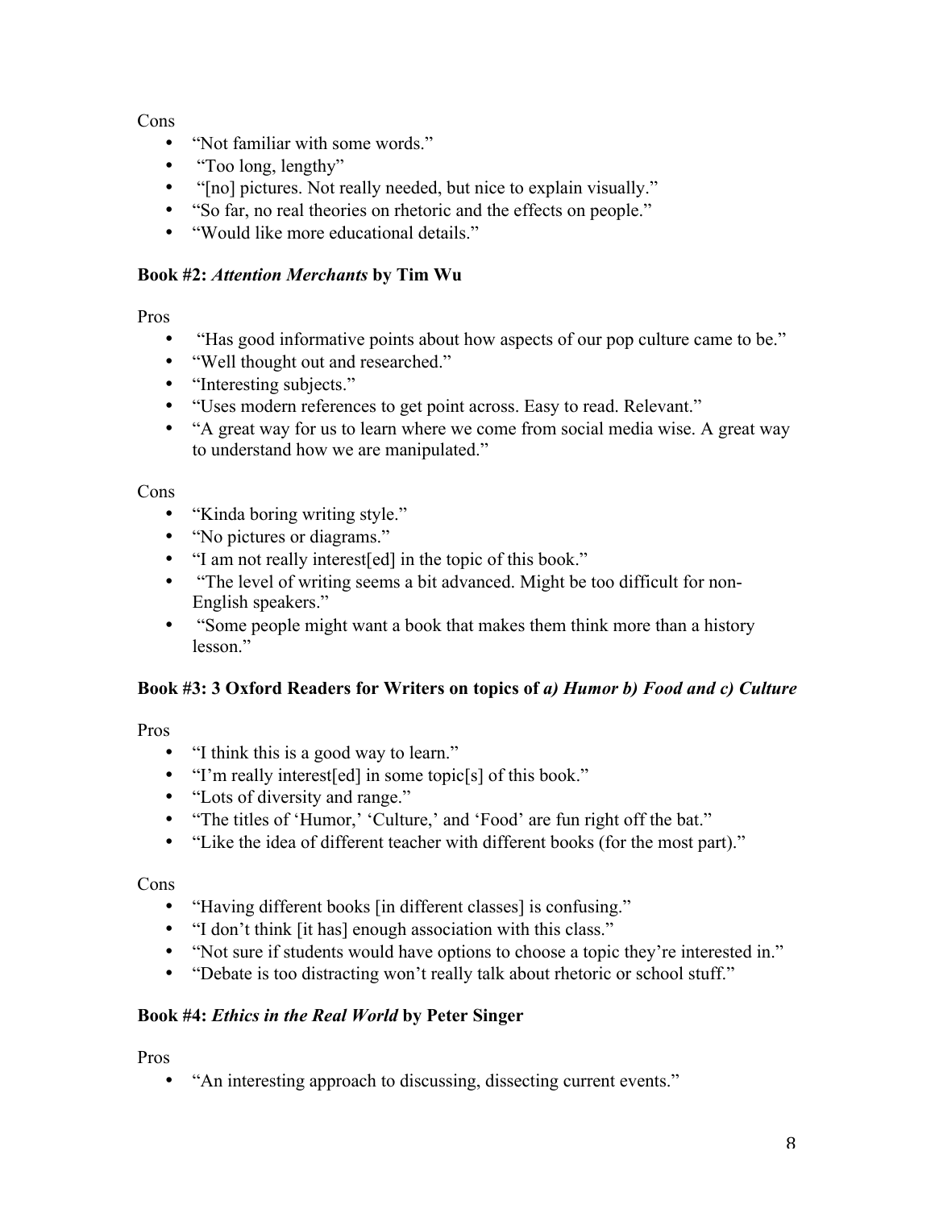Cons

- "Not familiar with some words."
- "Too long, lengthy"
- "[no] pictures. Not really needed, but nice to explain visually."
- "So far, no real theories on rhetoric and the effects on people."
- "Would like more educational details."

**Book #2:** ***Attention Merchants*** **by Tim Wu**

Pros

- "Has good informative points about how aspects of our pop culture came to be."
- "Well thought out and researched."
- "Interesting subjects."
- "Uses modern references to get point across. Easy to read. Relevant."
- "A great way for us to learn where we come from social media wise. A great way to understand how we are manipulated."

Cons

- "Kinda boring writing style."
- "No pictures or diagrams."
- "I am not really interest[ed] in the topic of this book."
- "The level of writing seems a bit advanced. Might be too difficult for non-English speakers."
- "Some people might want a book that makes them think more than a history lesson."

**Book #3: 3 Oxford Readers for Writers on topics of** ***a) Humor b) Food and c) Culture***

Pros

- "I think this is a good way to learn."
- "I'm really interest[ed] in some topic[s] of this book."
- "Lots of diversity and range."
- "The titles of 'Humor,' 'Culture,' and 'Food' are fun right off the bat."
- "Like the idea of different teacher with different books (for the most part)."

Cons

- "Having different books [in different classes] is confusing."
- "I don't think [it has] enough association with this class."
- "Not sure if students would have options to choose a topic they're interested in."
- "Debate is too distracting won't really talk about rhetoric or school stuff."

**Book #4:** ***Ethics in the Real World*** **by Peter Singer**

Pros

- "An interesting approach to discussing, dissecting current events."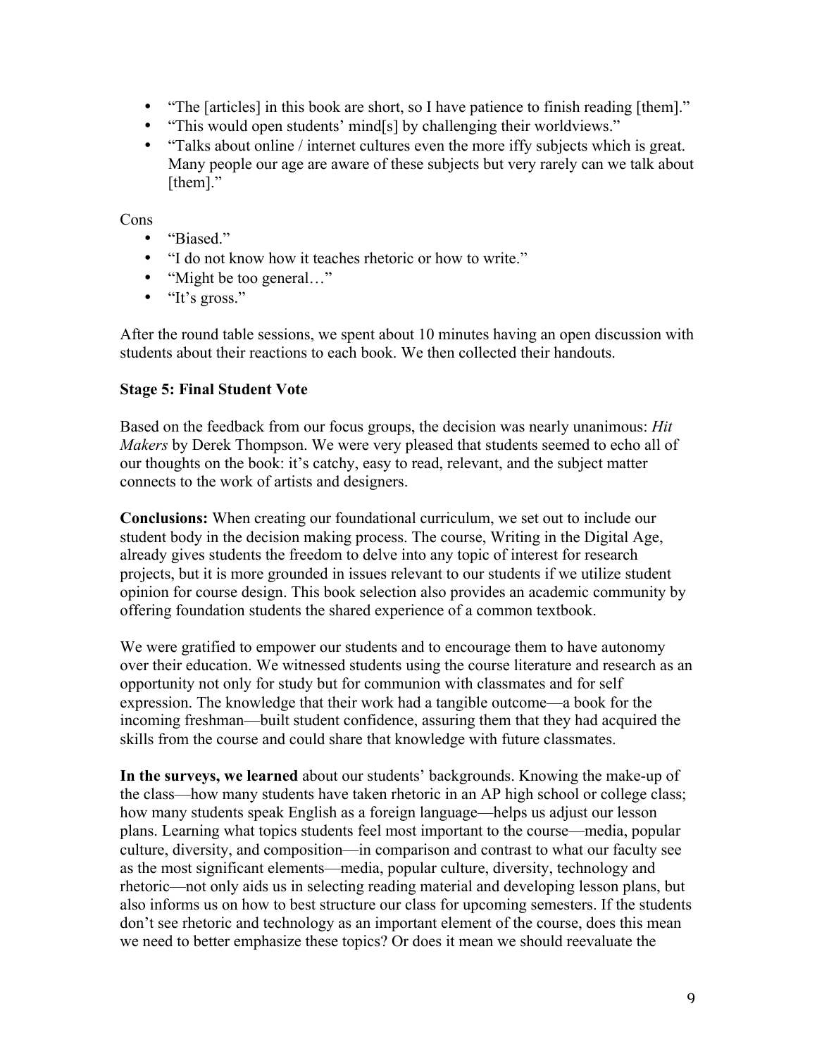- "The [articles] in this book are short, so I have patience to finish reading [them]."
- "This would open students' mind[s] by challenging their worldviews."
- "Talks about online / internet cultures even the more iffy subjects which is great. Many people our age are aware of these subjects but very rarely can we talk about [them]."

Cons

- "Biased."
- "I do not know how it teaches rhetoric or how to write."
- "Might be too general…"
- "It's gross."

After the round table sessions, we spent about 10 minutes having an open discussion with students about their reactions to each book. We then collected their handouts.

**Stage 5: Final Student Vote**

Based on the feedback from our focus groups, the decision was nearly unanimous: *Hit Makers* by Derek Thompson. We were very pleased that students seemed to echo all of our thoughts on the book: it's catchy, easy to read, relevant, and the subject matter connects to the work of artists and designers.

**Conclusions:** When creating our foundational curriculum, we set out to include our student body in the decision making process. The course, Writing in the Digital Age, already gives students the freedom to delve into any topic of interest for research projects, but it is more grounded in issues relevant to our students if we utilize student opinion for course design. This book selection also provides an academic community by offering foundation students the shared experience of a common textbook.

We were gratified to empower our students and to encourage them to have autonomy over their education. We witnessed students using the course literature and research as an opportunity not only for study but for communion with classmates and for self expression. The knowledge that their work had a tangible outcome—a book for the incoming freshman—built student confidence, assuring them that they had acquired the skills from the course and could share that knowledge with future classmates.

**In the surveys, we learned** about our students' backgrounds. Knowing the make-up of the class—how many students have taken rhetoric in an AP high school or college class; how many students speak English as a foreign language—helps us adjust our lesson plans. Learning what topics students feel most important to the course—media, popular culture, diversity, and composition—in comparison and contrast to what our faculty see as the most significant elements—media, popular culture, diversity, technology and rhetoric—not only aids us in selecting reading material and developing lesson plans, but also informs us on how to best structure our class for upcoming semesters. If the students don't see rhetoric and technology as an important element of the course, does this mean we need to better emphasize these topics? Or does it mean we should reevaluate the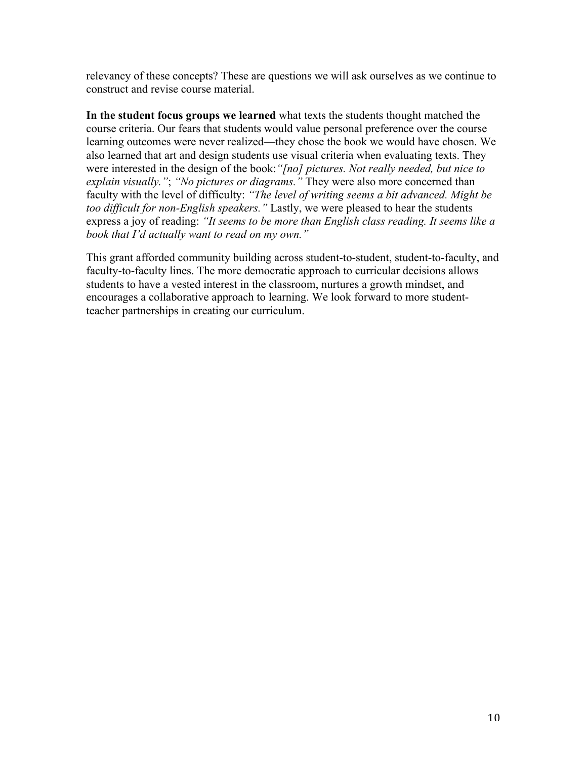relevancy of these concepts? These are questions we will ask ourselves as we continue to construct and revise course material.

**In the student focus groups we learned** what texts the students thought matched the course criteria. Our fears that students would value personal preference over the course learning outcomes were never realized—they chose the book we would have chosen. We also learned that art and design students use visual criteria when evaluating texts. They were interested in the design of the book:*"[no] pictures. Not really needed, but nice to explain visually."*; *"No pictures or diagrams."* They were also more concerned than faculty with the level of difficulty: *"The level of writing seems a bit advanced. Might be too difficult for non-English speakers."* Lastly, we were pleased to hear the students express a joy of reading: *"It seems to be more than English class reading. It seems like a book that I'd actually want to read on my own."*

This grant afforded community building across student-to-student, student-to-faculty, and faculty-to-faculty lines. The more democratic approach to curricular decisions allows students to have a vested interest in the classroom, nurtures a growth mindset, and encourages a collaborative approach to learning. We look forward to more student-teacher partnerships in creating our curriculum.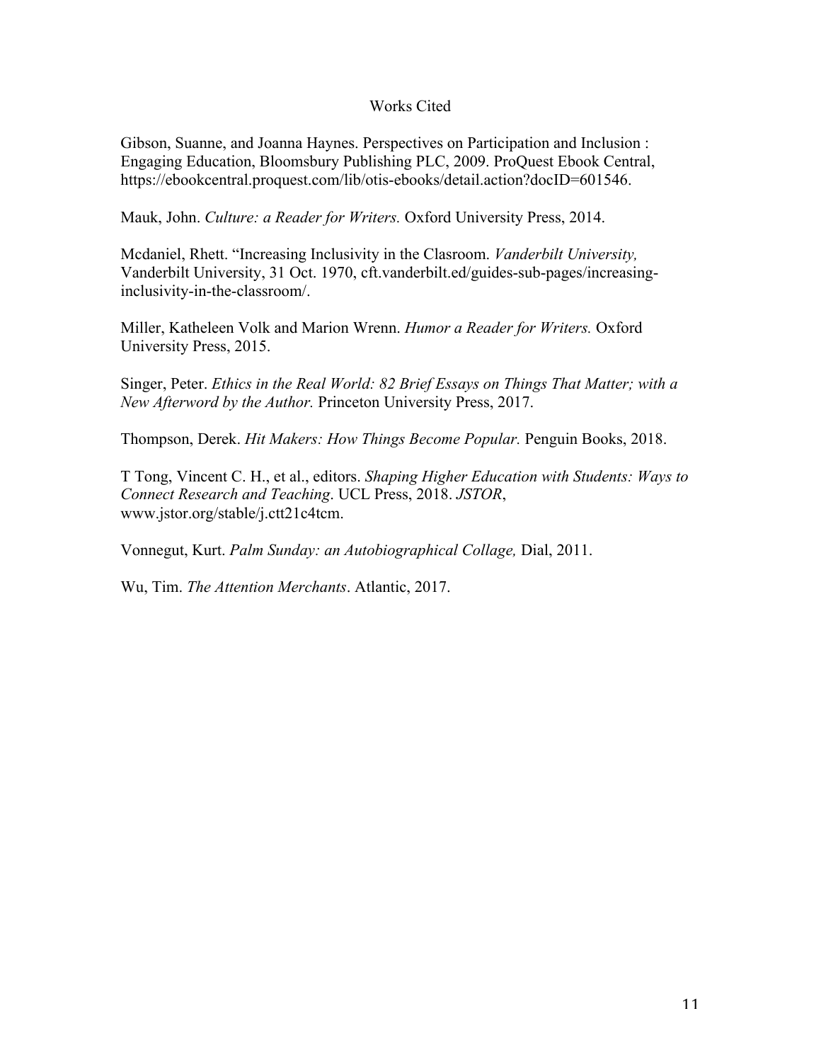# Works Cited

Gibson, Suanne, and Joanna Haynes. Perspectives on Participation and Inclusion : Engaging Education, Bloomsbury Publishing PLC, 2009. ProQuest Ebook Central, https://ebookcentral.proquest.com/lib/otis-ebooks/detail.action?docID=601546.

Mauk, John. *Culture: a Reader for Writers.* Oxford University Press, 2014.

Mcdaniel, Rhett. "Increasing Inclusivity in the Clasroom. *Vanderbilt University,* Vanderbilt University, 31 Oct. 1970, cft.vanderbilt.ed/guides-sub-pages/increasing-inclusivity-in-the-classroom/.

Miller, Katheleen Volk and Marion Wrenn. *Humor a Reader for Writers.* Oxford University Press, 2015.

Singer, Peter. *Ethics in the Real World: 82 Brief Essays on Things That Matter; with a New Afterword by the Author.* Princeton University Press, 2017.

Thompson, Derek. *Hit Makers: How Things Become Popular.* Penguin Books, 2018.

T Tong, Vincent C. H., et al., editors. *Shaping Higher Education with Students: Ways to Connect Research and Teaching*. UCL Press, 2018. *JSTOR*, www.jstor.org/stable/j.ctt21c4tcm.

Vonnegut, Kurt. *Palm Sunday: an Autobiographical Collage,* Dial, 2011.

Wu, Tim. *The Attention Merchants*. Atlantic, 2017.